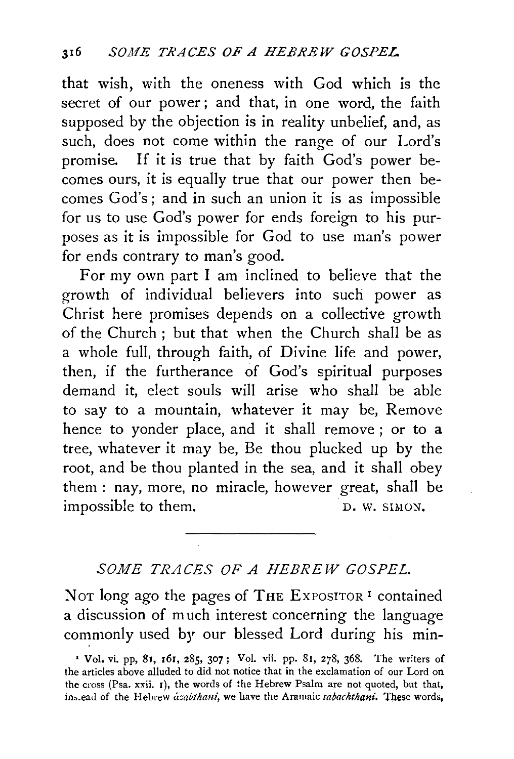that wish, with the oneness with God which is the secret of our power; and that, in one word, the faith supposed by the objection is in reality unbelief, and, as such, does not come within the range of our Lord's promise. If it is true that by faith God's power becomes ours, it is equally true that our power then becomes God's; and in such an union it is as impossible for us to use God's power for ends foreign to his purposes as it is impossible for God to use man's power for ends contrary to man's good.

For my own part I am inclined to believe that the growth of individual believers into such power as Christ here promises depends on a collective growth of the Church; but that when the Church shall be as a whole full, through faith, of Divine life and power, then, if the furtherance of God's spiritual purposes demand it, elect souls will arise who shall be able to say to a mountain, whatever it may be, Remove hence to yonder place, and it shall remove; or to a tree, whatever it may be, Be thou plucked up by the root, and be thou planted in the sea, and it shall obey them: nay, more, no miracle, however great, shall be impossible to them.

D. W. SIMON.

---

## *SOME TRACES OF A HEBREW GOSPEL.*

NOT long ago the pages of THE EXPOSITOR [1] contained a discussion of much interest concerning the language commonly used by our blessed Lord during his min-

[1] Vol. vi. pp, 81, 161, 285, 307; Vol. vii. pp. 81, 278, 368. The writers of the articles above alluded to did not notice that in the exclamation of our Lord on the cross (Psa. xxii. 1), the words of the Hebrew Psalm are not quoted, but that, instead of the Hebrew *azabthani*, we have the Aramaic *sabachthani*. These words,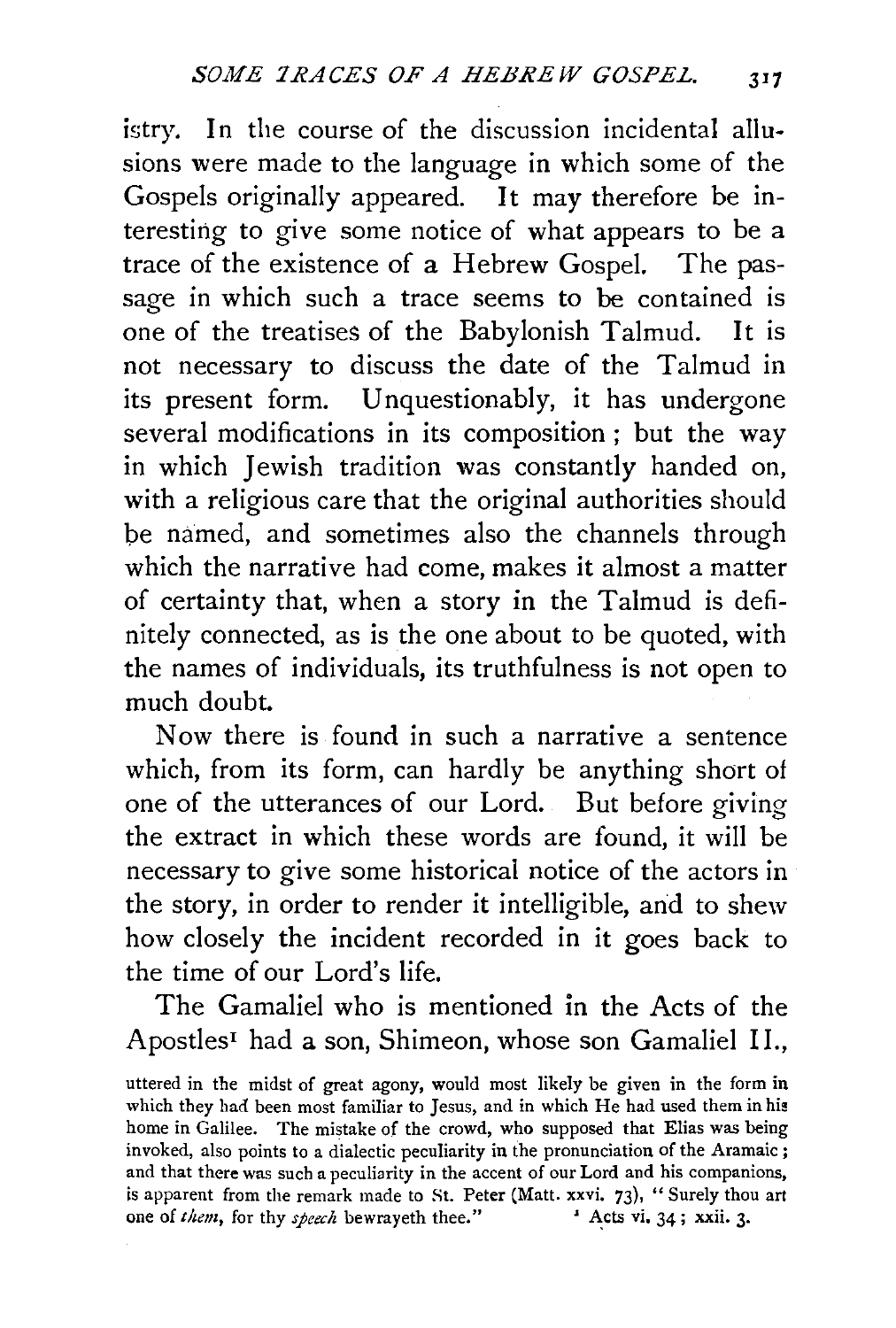istry. In the course of the discussion incidental allusions were made to the language in which some of the Gospels originally appeared. It may therefore be interesting to give some notice of what appears to be a trace of the existence of a Hebrew Gospel. The passage in which such a trace seems to be contained is one of the treatises of the Babylonish Talmud. It is not necessary to discuss the date of the Talmud in its present form. Unquestionably, it has undergone several modifications in its composition; but the way in which Jewish tradition was constantly handed on, with a religious care that the original authorities should be named, and sometimes also the channels through which the narrative had come, makes it almost a matter of certainty that, when a story in the Talmud is definitely connected, as is the one about to be quoted, with the names of individuals, its truthfulness is not open to much doubt.

Now there is found in such a narrative a sentence which, from its form, can hardly be anything short of one of the utterances of our Lord. But before giving the extract in which these words are found, it will be necessary to give some historical notice of the actors in the story, in order to render it intelligible, and to shew how closely the incident recorded in it goes back to the time of our Lord's life.

The Gamaliel who is mentioned in the Acts of the Apostles[1] had a son, Shimeon, whose son Gamaliel II.,

uttered in the midst of great agony, would most likely be given in the form in which they had been most familiar to Jesus, and in which He had used them in his home in Galilee. The mistake of the crowd, who supposed that Elias was being invoked, also points to a dialectic peculiarity in the pronunciation of the Aramaic; and that there was such a peculiarity in the accent of our Lord and his companions, is apparent from the remark made to St. Peter (Matt. xxvi. 73), "Surely thou art one of *them*, for thy *speech* bewrayeth thee."

[1] Acts vi. 34; xxii. 3.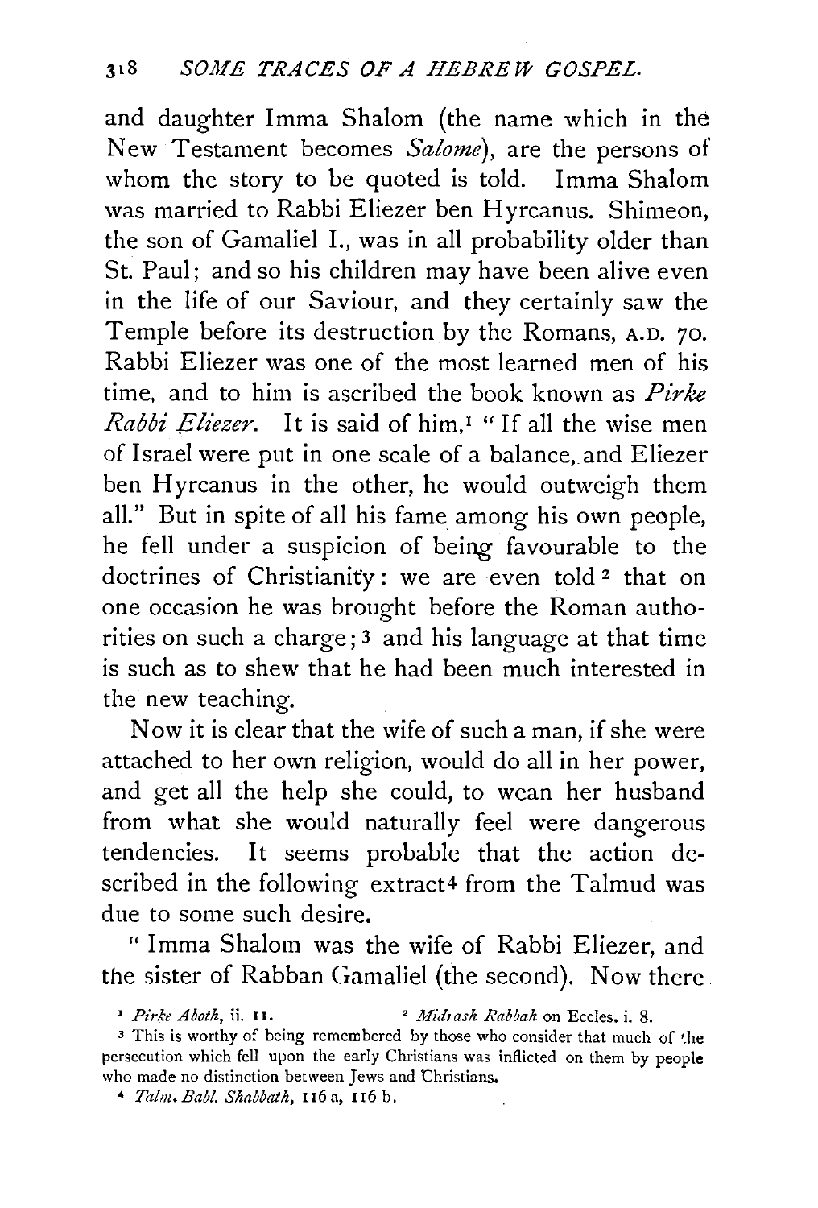and daughter Imma Shalom (the name which in the New Testament becomes *Salome*), are the persons of whom the story to be quoted is told. Imma Shalom was married to Rabbi Eliezer ben Hyrcanus. Shimeon, the son of Gamaliel I., was in all probability older than St. Paul; and so his children may have been alive even in the life of our Saviour, and they certainly saw the Temple before its destruction by the Romans, A.D. 70. Rabbi Eliezer was one of the most learned men of his time, and to him is ascribed the book known as *Pirke Rabbi Eliezer*. It is said of him,[1] "If all the wise men of Israel were put in one scale of a balance, and Eliezer ben Hyrcanus in the other, he would outweigh them all." But in spite of all his fame among his own people, he fell under a suspicion of being favourable to the doctrines of Christianity: we are even told[2] that on one occasion he was brought before the Roman authorities on such a charge;[3] and his language at that time is such as to shew that he had been much interested in the new teaching.

Now it is clear that the wife of such a man, if she were attached to her own religion, would do all in her power, and get all the help she could, to wean her husband from what she would naturally feel were dangerous tendencies. It seems probable that the action described in the following extract[4] from the Talmud was due to some such desire.

"Imma Shalom was the wife of Rabbi Eliezer, and the sister of Rabban Gamaliel (the second). Now there

---

[1] *Pirke Aboth*, ii. 11.

[2] *Midrash Rabbah* on Eccles. i. 8.

[3] This is worthy of being remembered by those who consider that much of the persecution which fell upon the early Christians was inflicted on them by people who made no distinction between Jews and Christians.

[4] *Talm. Babl. Shabbath*, 116 a, 116 b.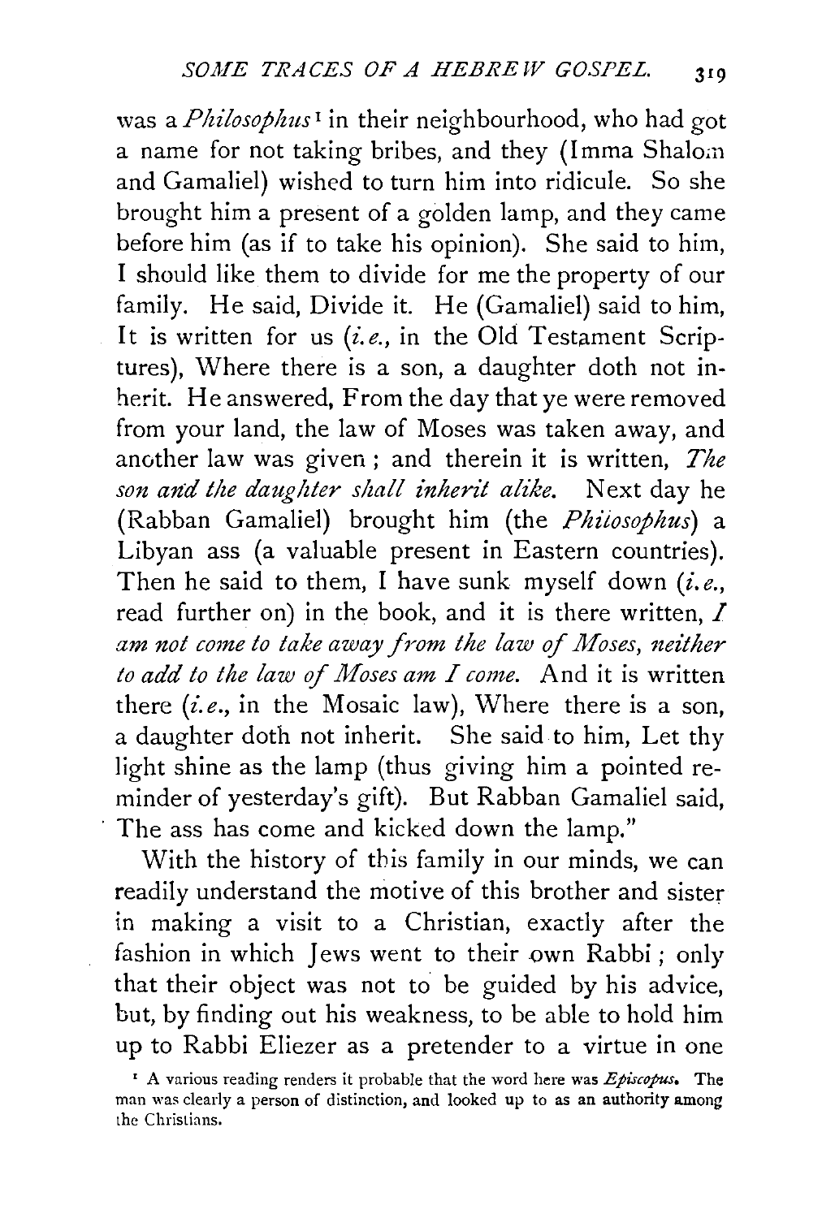was a *Philosophus*[1] in their neighbourhood, who had got a name for not taking bribes, and they (Imma Shalom and Gamaliel) wished to turn him into ridicule. So she brought him a present of a golden lamp, and they came before him (as if to take his opinion). She said to him, I should like them to divide for me the property of our family. He said, Divide it. He (Gamaliel) said to him, It is written for us (*i.e.*, in the Old Testament Scriptures), Where there is a son, a daughter doth not inherit. He answered, From the day that ye were removed from your land, the law of Moses was taken away, and another law was given; and therein it is written, *The son and the daughter shall inherit alike.* Next day he (Rabban Gamaliel) brought him (the *Philosophus*) a Libyan ass (a valuable present in Eastern countries). Then he said to them, I have sunk myself down (*i.e.*, read further on) in the book, and it is there written, *I am not come to take away from the law of Moses, neither to add to the law of Moses am I come.* And it is written there (*i.e.*, in the Mosaic law), Where there is a son, a daughter doth not inherit. She said to him, Let thy light shine as the lamp (thus giving him a pointed reminder of yesterday's gift). But Rabban Gamaliel said, The ass has come and kicked down the lamp."

With the history of this family in our minds, we can readily understand the motive of this brother and sister in making a visit to a Christian, exactly after the fashion in which Jews went to their own Rabbi; only that their object was not to be guided by his advice, but, by finding out his weakness, to be able to hold him up to Rabbi Eliezer as a pretender to a virtue in one

[1] A various reading renders it probable that the word here was *Episcopus*. The man was clearly a person of distinction, and looked up to as an authority among the Christians.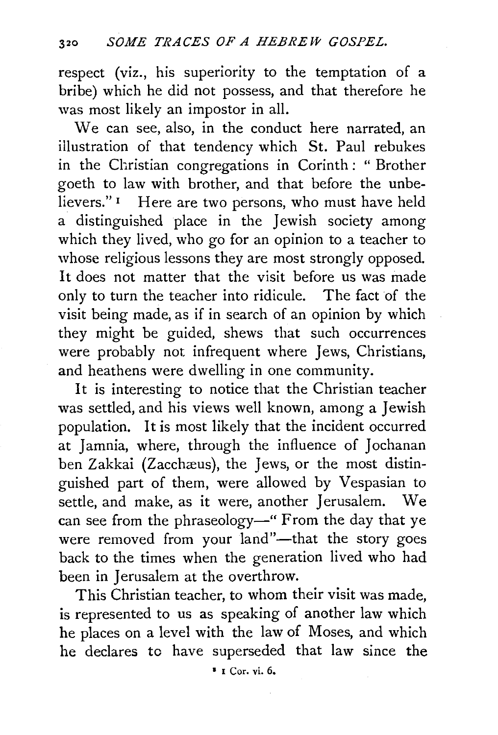respect (viz., his superiority to the temptation of a bribe) which he did not possess, and that therefore he was most likely an impostor in all.

We can see, also, in the conduct here narrated, an illustration of that tendency which St. Paul rebukes in the Christian congregations in Corinth: "Brother goeth to law with brother, and that before the unbelievers."[1] Here are two persons, who must have held a distinguished place in the Jewish society among which they lived, who go for an opinion to a teacher to whose religious lessons they are most strongly opposed. It does not matter that the visit before us was made only to turn the teacher into ridicule. The fact of the visit being made, as if in search of an opinion by which they might be guided, shews that such occurrences were probably not infrequent where Jews, Christians, and heathens were dwelling in one community.

It is interesting to notice that the Christian teacher was settled, and his views well known, among a Jewish population. It is most likely that the incident occurred at Jamnia, where, through the influence of Jochanan ben Zakkai (Zacchæus), the Jews, or the most distinguished part of them, were allowed by Vespasian to settle, and make, as it were, another Jerusalem. We can see from the phraseology—"From the day that ye were removed from your land"—that the story goes back to the times when the generation lived who had been in Jerusalem at the overthrow.

This Christian teacher, to whom their visit was made, is represented to us as speaking of another law which he places on a level with the law of Moses, and which he declares to have superseded that law since the

[1] 1 Cor. vi. 6.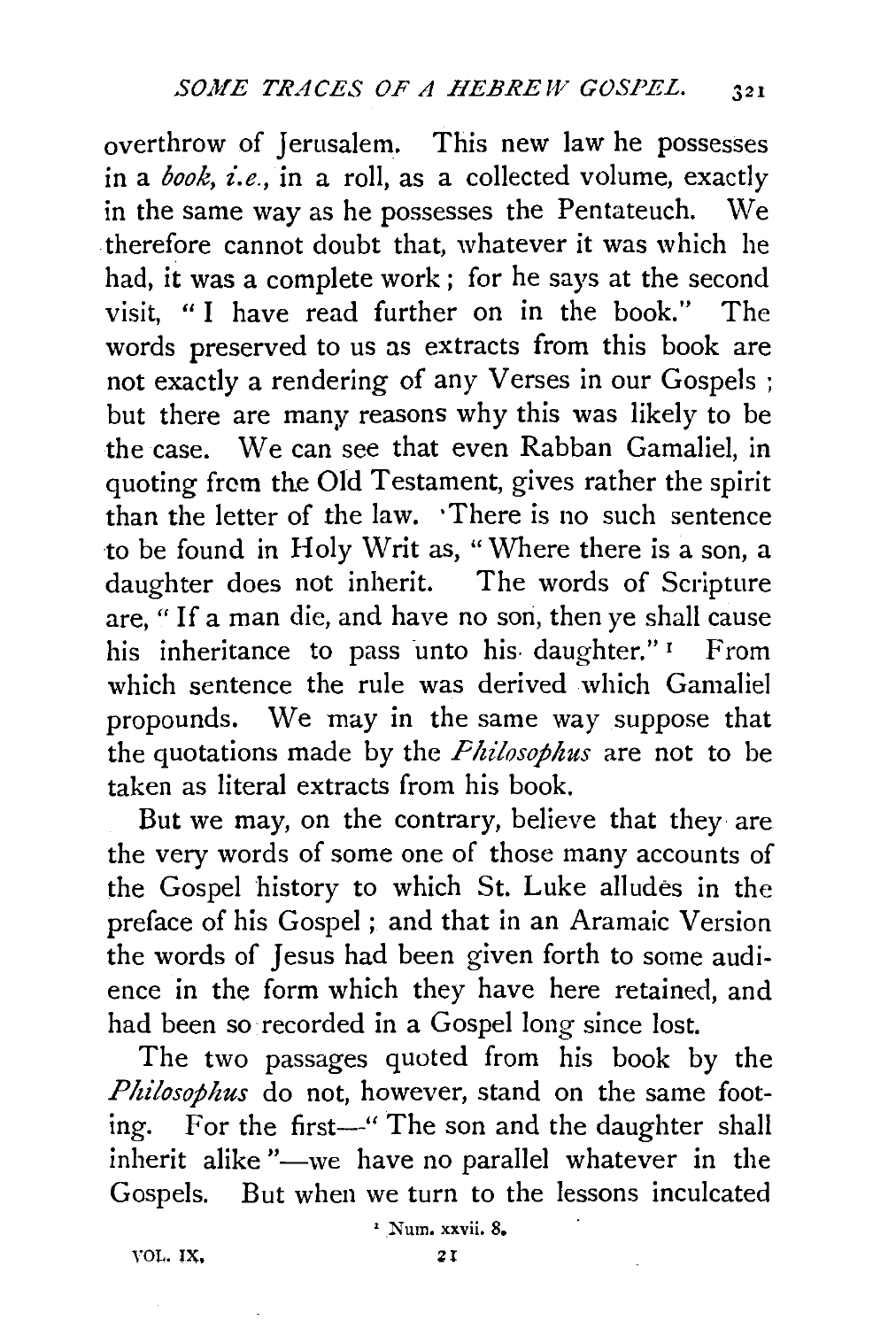overthrow of Jerusalem. This new law he possesses in a *book, i.e.*, in a roll, as a collected volume, exactly in the same way as he possesses the Pentateuch. We therefore cannot doubt that, whatever it was which he had, it was a complete work; for he says at the second visit, "I have read further on in the book." The words preserved to us as extracts from this book are not exactly a rendering of any Verses in our Gospels; but there are many reasons why this was likely to be the case. We can see that even Rabban Gamaliel, in quoting from the Old Testament, gives rather the spirit than the letter of the law. There is no such sentence to be found in Holy Writ as, "Where there is a son, a daughter does not inherit. The words of Scripture are, "If a man die, and have no son, then ye shall cause his inheritance to pass unto his daughter."[1] From which sentence the rule was derived which Gamaliel propounds. We may in the same way suppose that the quotations made by the *Philosophus* are not to be taken as literal extracts from his book.

But we may, on the contrary, believe that they are the very words of some one of those many accounts of the Gospel history to which St. Luke alludes in the preface of his Gospel; and that in an Aramaic Version the words of Jesus had been given forth to some audience in the form which they have here retained, and had been so recorded in a Gospel long since lost.

The two passages quoted from his book by the *Philosophus* do not, however, stand on the same footing. For the first—"The son and the daughter shall inherit alike"—we have no parallel whatever in the Gospels. But when we turn to the lessons inculcated

[1] Num. xxvii. 8.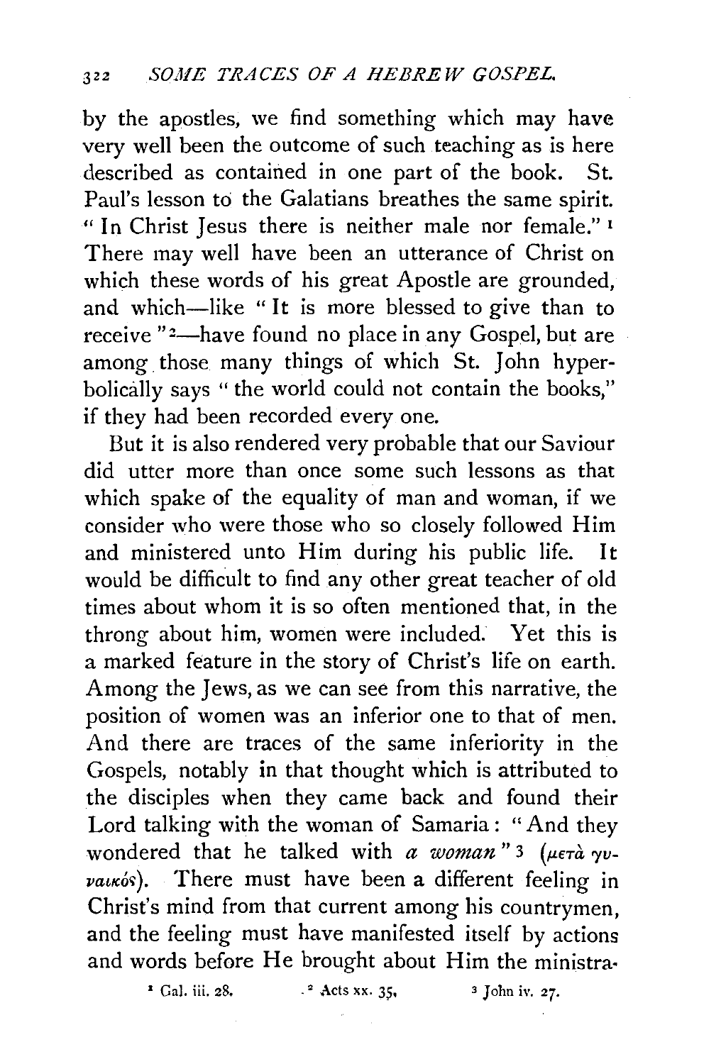by the apostles, we find something which may have very well been the outcome of such teaching as is here described as contained in one part of the book. St. Paul's lesson to the Galatians breathes the same spirit. "In Christ Jesus there is neither male nor female."[1] There may well have been an utterance of Christ on which these words of his great Apostle are grounded, and which—like "It is more blessed to give than to receive"[2]—have found no place in any Gospel, but are among those many things of which St. John hyperbolically says "the world could not contain the books," if they had been recorded every one.

But it is also rendered very probable that our Saviour did utter more than once some such lessons as that which spake of the equality of man and woman, if we consider who were those who so closely followed Him and ministered unto Him during his public life. It would be difficult to find any other great teacher of old times about whom it is so often mentioned that, in the throng about him, women were included. Yet this is a marked feature in the story of Christ's life on earth. Among the Jews, as we can see from this narrative, the position of women was an inferior one to that of men. And there are traces of the same inferiority in the Gospels, notably in that thought which is attributed to the disciples when they came back and found their Lord talking with the woman of Samaria: "And they wondered that he talked with *a woman*"[3] (μετὰ γυναικός). There must have been a different feeling in Christ's mind from that current among his countrymen, and the feeling must have manifested itself by actions and words before He brought about Him the ministra-

[1] Gal. iii. 28. [2] Acts xx. 35. [3] John iv. 27.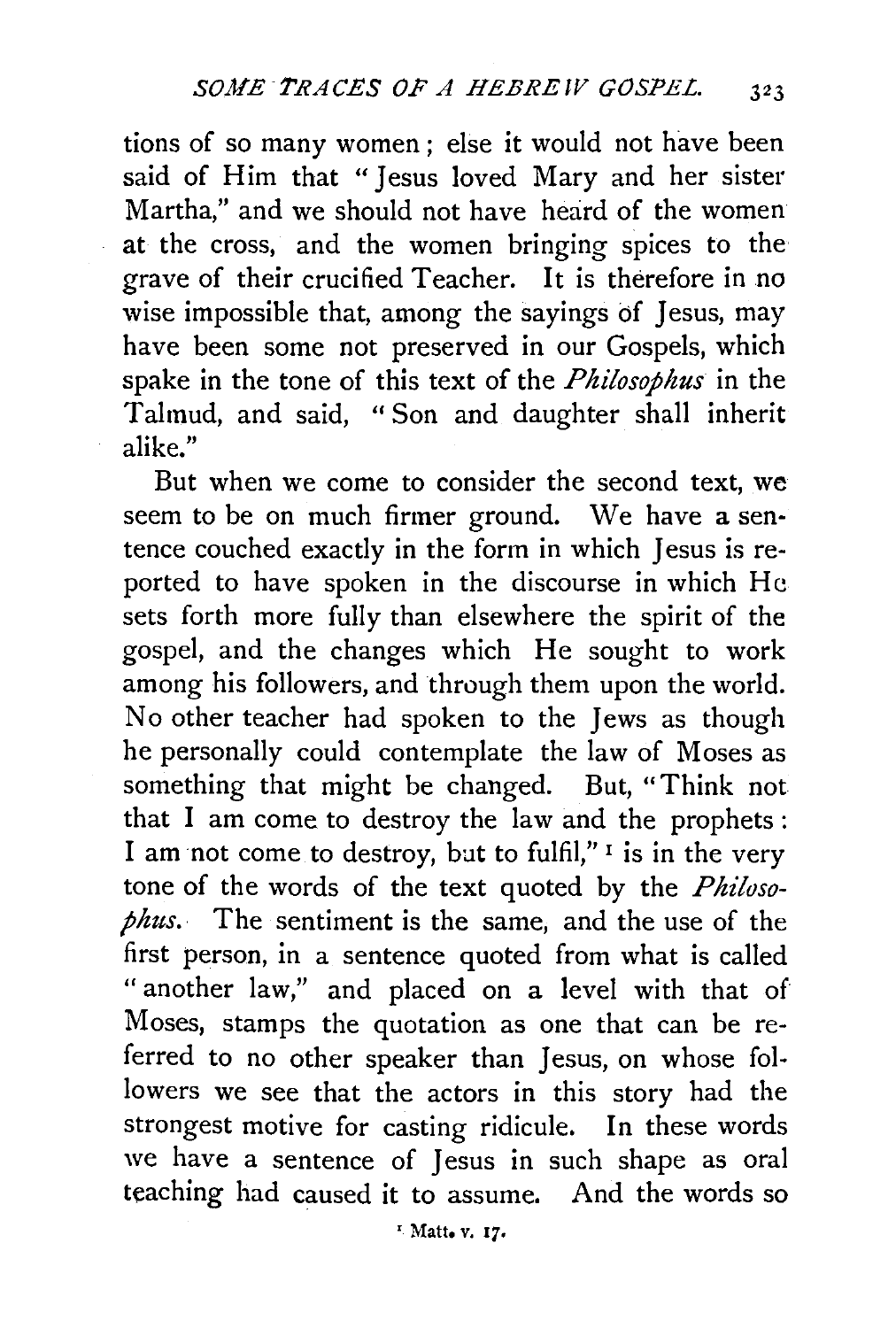tions of so many women; else it would not have been said of Him that "Jesus loved Mary and her sister Martha," and we should not have heard of the women at the cross, and the women bringing spices to the grave of their crucified Teacher. It is therefore in no wise impossible that, among the sayings of Jesus, may have been some not preserved in our Gospels, which spake in the tone of this text of the *Philosophus* in the Talmud, and said, "Son and daughter shall inherit alike."

But when we come to consider the second text, we seem to be on much firmer ground. We have a sentence couched exactly in the form in which Jesus is reported to have spoken in the discourse in which He sets forth more fully than elsewhere the spirit of the gospel, and the changes which He sought to work among his followers, and through them upon the world. No other teacher had spoken to the Jews as though he personally could contemplate the law of Moses as something that might be changed. But, "Think not that I am come to destroy the law and the prophets: I am not come to destroy, but to fulfil,"[1] is in the very tone of the words of the text quoted by the *Philosophus*. The sentiment is the same, and the use of the first person, in a sentence quoted from what is called "another law," and placed on a level with that of Moses, stamps the quotation as one that can be referred to no other speaker than Jesus, on whose followers we see that the actors in this story had the strongest motive for casting ridicule. In these words we have a sentence of Jesus in such shape as oral teaching had caused it to assume. And the words so

[1] Matt. v. 17.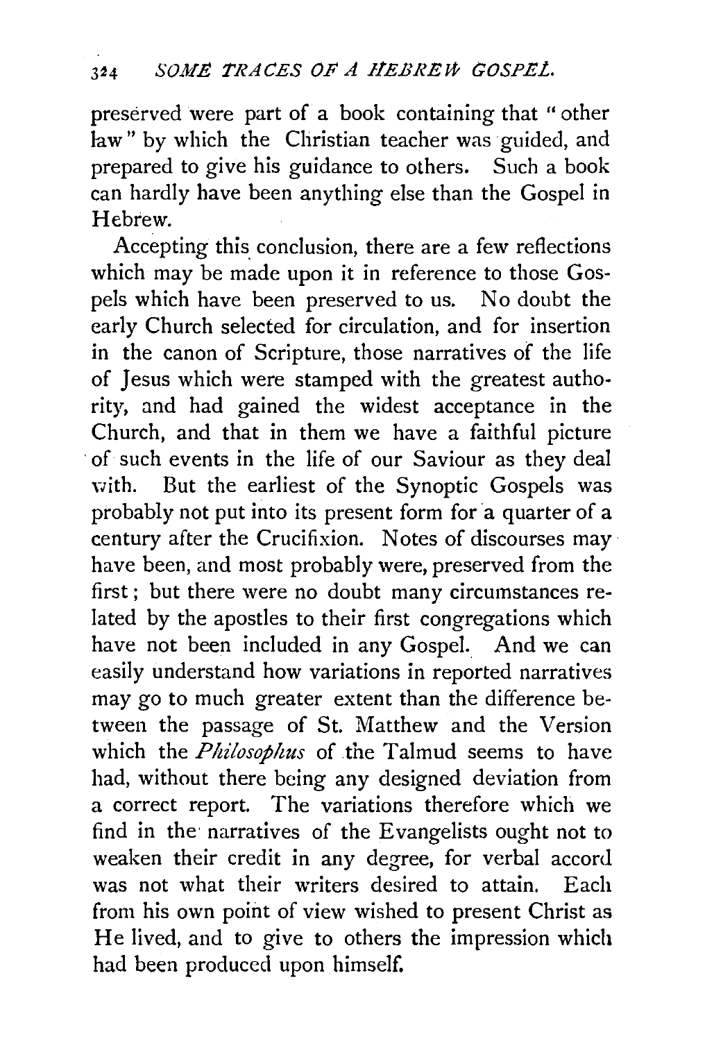preserved were part of a book containing that "other law" by which the Christian teacher was guided, and prepared to give his guidance to others. Such a book can hardly have been anything else than the Gospel in Hebrew.

Accepting this conclusion, there are a few reflections which may be made upon it in reference to those Gospels which have been preserved to us. No doubt the early Church selected for circulation, and for insertion in the canon of Scripture, those narratives of the life of Jesus which were stamped with the greatest authority, and had gained the widest acceptance in the Church, and that in them we have a faithful picture of such events in the life of our Saviour as they deal with. But the earliest of the Synoptic Gospels was probably not put into its present form for a quarter of a century after the Crucifixion. Notes of discourses may have been, and most probably were, preserved from the first; but there were no doubt many circumstances related by the apostles to their first congregations which have not been included in any Gospel. And we can easily understand how variations in reported narratives may go to much greater extent than the difference between the passage of St. Matthew and the Version which the *Philosophus* of the Talmud seems to have had, without there being any designed deviation from a correct report. The variations therefore which we find in the narratives of the Evangelists ought not to weaken their credit in any degree, for verbal accord was not what their writers desired to attain. Each from his own point of view wished to present Christ as He lived, and to give to others the impression which had been produced upon himself.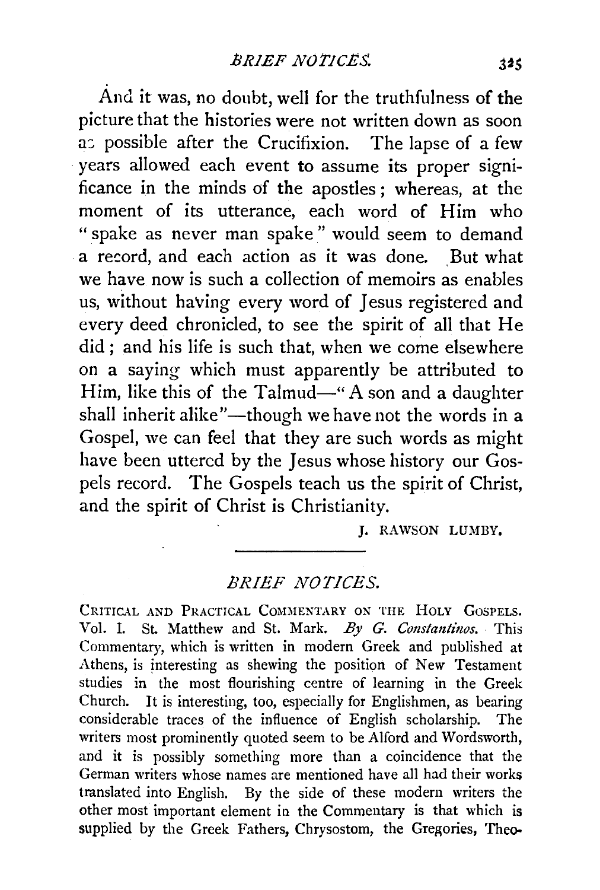And it was, no doubt, well for the truthfulness of the picture that the histories were not written down as soon as possible after the Crucifixion. The lapse of a few years allowed each event to assume its proper significance in the minds of the apostles; whereas, at the moment of its utterance, each word of Him who "spake as never man spake" would seem to demand a record, and each action as it was done. But what we have now is such a collection of memoirs as enables us, without having every word of Jesus registered and every deed chronicled, to see the spirit of all that He did; and his life is such that, when we come elsewhere on a saying which must apparently be attributed to Him, like this of the Talmud—"A son and a daughter shall inherit alike"—though we have not the words in a Gospel, we can feel that they are such words as might have been uttered by the Jesus whose history our Gospels record. The Gospels teach us the spirit of Christ, and the spirit of Christ is Christianity.

J. RAWSON LUMBY.

---

## *BRIEF NOTICES.*

CRITICAL AND PRACTICAL COMMENTARY ON THE HOLY GOSPELS. Vol. I. St. Matthew and St. Mark. *By G. Constantinos.* This Commentary, which is written in modern Greek and published at Athens, is interesting as shewing the position of New Testament studies in the most flourishing centre of learning in the Greek Church. It is interesting, too, especially for Englishmen, as bearing considerable traces of the influence of English scholarship. The writers most prominently quoted seem to be Alford and Wordsworth, and it is possibly something more than a coincidence that the German writers whose names are mentioned have all had their works translated into English. By the side of these modern writers the other most important element in the Commentary is that which is supplied by the Greek Fathers, Chrysostom, the Gregories, Theo-